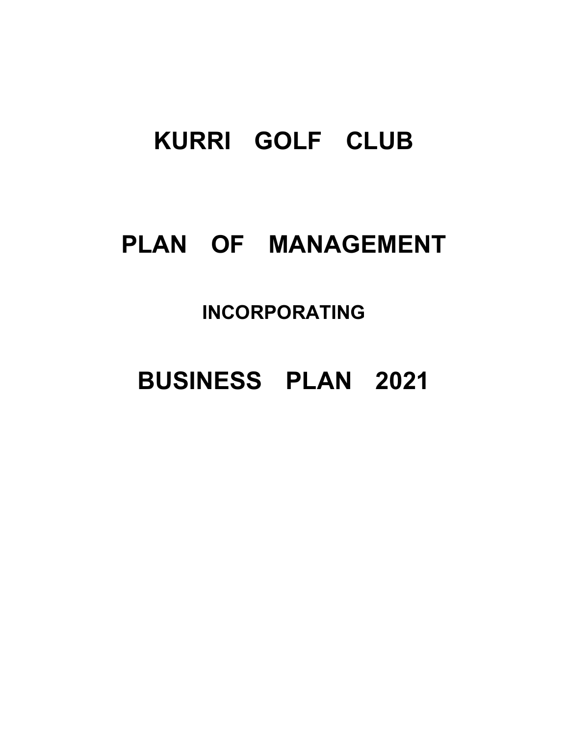# KURRI GOLF CLUB

# PLAN OF MANAGEMENT

## INCORPORATING

# BUSINESS PLAN 2021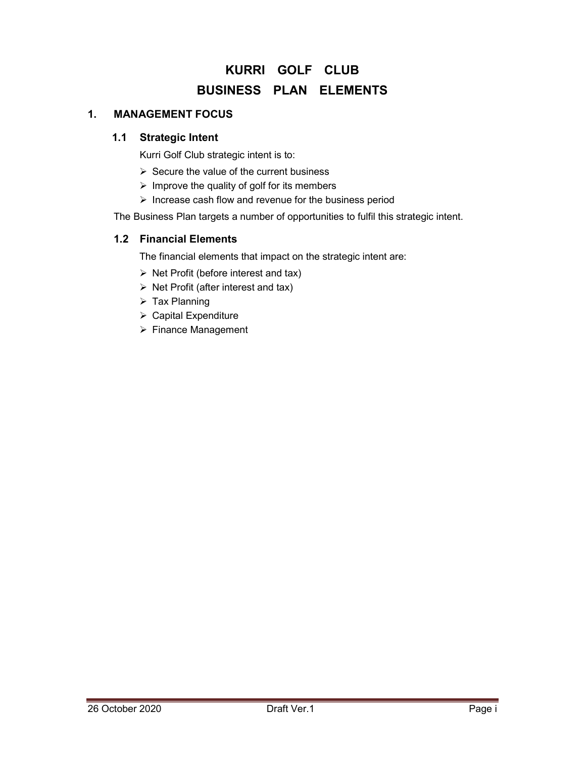# KURRI GOLF CLUB
# BUSINESS PLAN ELEMENTS

## 1. MANAGEMENT FOCUS

### 1.1 Strategic Intent

Kurri Golf Club strategic intent is to:

- Secure the value of the current business
- Improve the quality of golf for its members
- Increase cash flow and revenue for the business period

The Business Plan targets a number of opportunities to fulfil this strategic intent.

### 1.2 Financial Elements

The financial elements that impact on the strategic intent are:

- Net Profit (before interest and tax)
- Net Profit (after interest and tax)
- Tax Planning
- Capital Expenditure
- Finance Management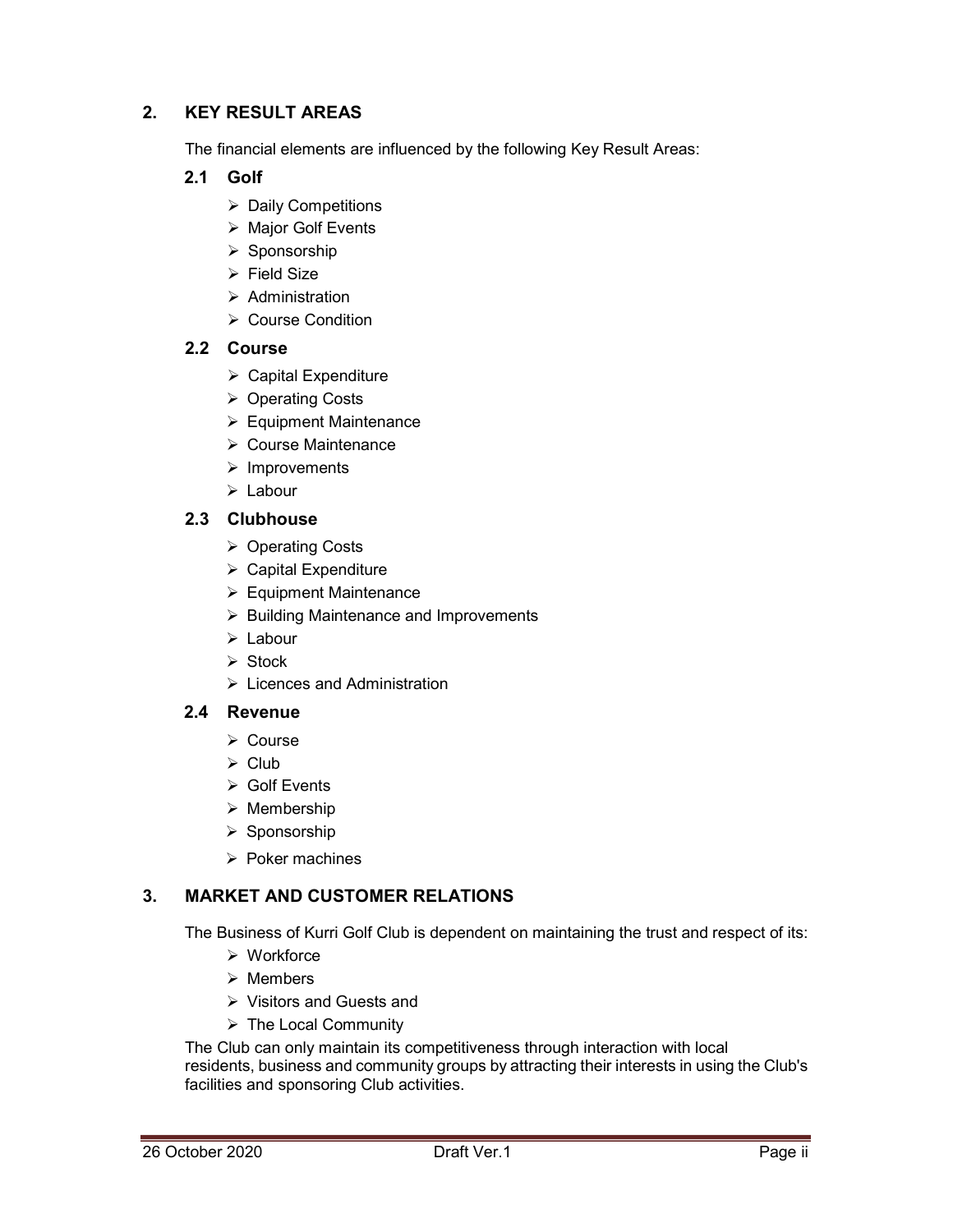## 2. KEY RESULT AREAS

The financial elements are influenced by the following Key Result Areas:

### 2.1 Golf

- Daily Competitions
- Major Golf Events
- Sponsorship
- Field Size
- Administration
- Course Condition

### 2.2 Course

- Capital Expenditure
- Operating Costs
- Equipment Maintenance
- Course Maintenance
- Improvements
- Labour

### 2.3 Clubhouse

- Operating Costs
- Capital Expenditure
- Equipment Maintenance
- Building Maintenance and Improvements
- Labour
- Stock
- Licences and Administration

### 2.4 Revenue

- Course
- Club
- Golf Events
- Membership
- Sponsorship
- Poker machines

## 3. MARKET AND CUSTOMER RELATIONS

The Business of Kurri Golf Club is dependent on maintaining the trust and respect of its:

- Workforce
- Members
- Visitors and Guests and
- The Local Community

The Club can only maintain its competitiveness through interaction with local residents, business and community groups by attracting their interests in using the Club's facilities and sponsoring Club activities.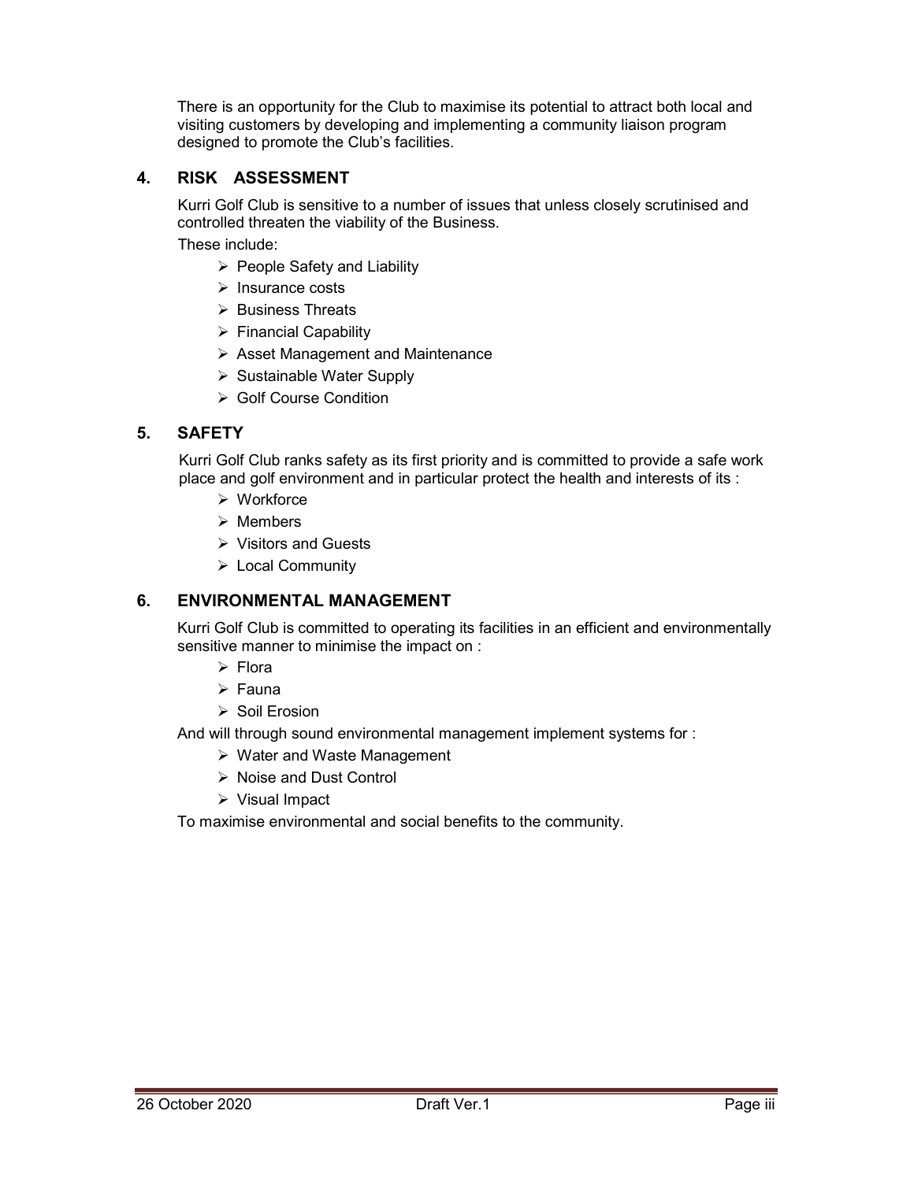There is an opportunity for the Club to maximise its potential to attract both local and visiting customers by developing and implementing a community liaison program designed to promote the Club's facilities.

## 4. RISK ASSESSMENT

Kurri Golf Club is sensitive to a number of issues that unless closely scrutinised and controlled threaten the viability of the Business.

These include:

- People Safety and Liability
- Insurance costs
- Business Threats
- Financial Capability
- Asset Management and Maintenance
- Sustainable Water Supply
- Golf Course Condition

## 5. SAFETY

Kurri Golf Club ranks safety as its first priority and is committed to provide a safe work place and golf environment and in particular protect the health and interests of its :

- Workforce
- Members
- Visitors and Guests
- Local Community

## 6. ENVIRONMENTAL MANAGEMENT

Kurri Golf Club is committed to operating its facilities in an efficient and environmentally sensitive manner to minimise the impact on :

- Flora
- Fauna
- Soil Erosion

And will through sound environmental management implement systems for :

- Water and Waste Management
- Noise and Dust Control
- Visual Impact

To maximise environmental and social benefits to the community.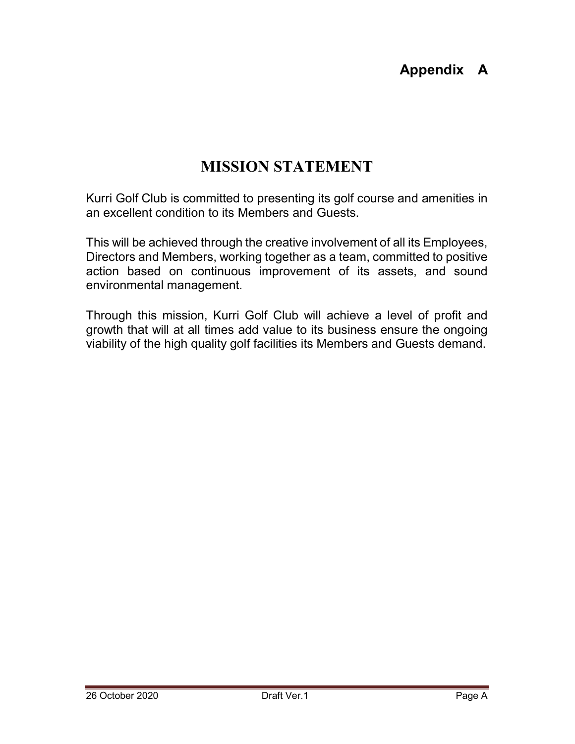# Appendix A

## MISSION STATEMENT

Kurri Golf Club is committed to presenting its golf course and amenities in an excellent condition to its Members and Guests.

This will be achieved through the creative involvement of all its Employees, Directors and Members, working together as a team, committed to positive action based on continuous improvement of its assets, and sound environmental management.

Through this mission, Kurri Golf Club will achieve a level of profit and growth that will at all times add value to its business ensure the ongoing viability of the high quality golf facilities its Members and Guests demand.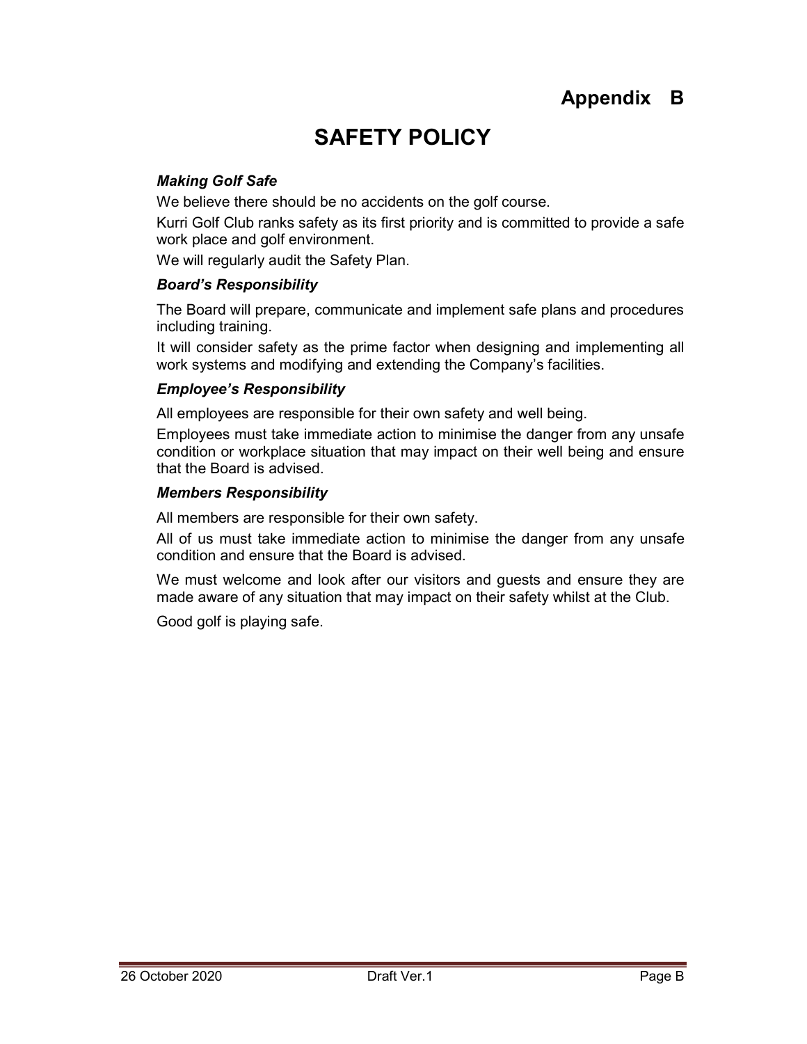# Appendix B

# SAFETY POLICY

### *Making Golf Safe*

We believe there should be no accidents on the golf course.

Kurri Golf Club ranks safety as its first priority and is committed to provide a safe work place and golf environment.

We will regularly audit the Safety Plan.

### *Board's Responsibility*

The Board will prepare, communicate and implement safe plans and procedures including training.

It will consider safety as the prime factor when designing and implementing all work systems and modifying and extending the Company's facilities.

### *Employee's Responsibility*

All employees are responsible for their own safety and well being.

Employees must take immediate action to minimise the danger from any unsafe condition or workplace situation that may impact on their well being and ensure that the Board is advised.

### *Members Responsibility*

All members are responsible for their own safety.

All of us must take immediate action to minimise the danger from any unsafe condition and ensure that the Board is advised.

We must welcome and look after our visitors and guests and ensure they are made aware of any situation that may impact on their safety whilst at the Club.

Good golf is playing safe.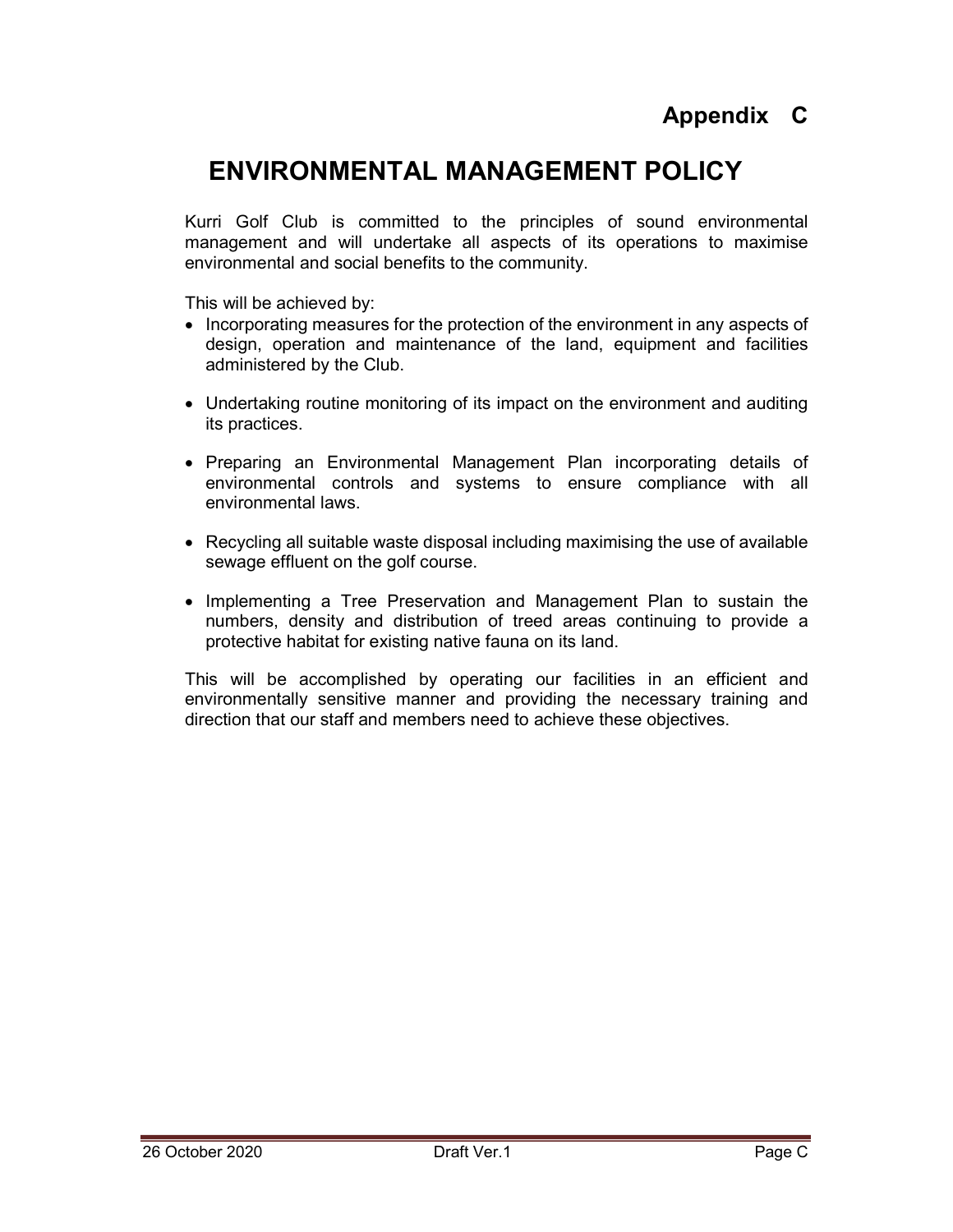# Appendix C

## ENVIRONMENTAL MANAGEMENT POLICY

Kurri Golf Club is committed to the principles of sound environmental management and will undertake all aspects of its operations to maximise environmental and social benefits to the community.

This will be achieved by:

- Incorporating measures for the protection of the environment in any aspects of design, operation and maintenance of the land, equipment and facilities administered by the Club.
- Undertaking routine monitoring of its impact on the environment and auditing its practices.
- Preparing an Environmental Management Plan incorporating details of environmental controls and systems to ensure compliance with all environmental laws.
- Recycling all suitable waste disposal including maximising the use of available sewage effluent on the golf course.
- Implementing a Tree Preservation and Management Plan to sustain the numbers, density and distribution of treed areas continuing to provide a protective habitat for existing native fauna on its land.

This will be accomplished by operating our facilities in an efficient and environmentally sensitive manner and providing the necessary training and direction that our staff and members need to achieve these objectives.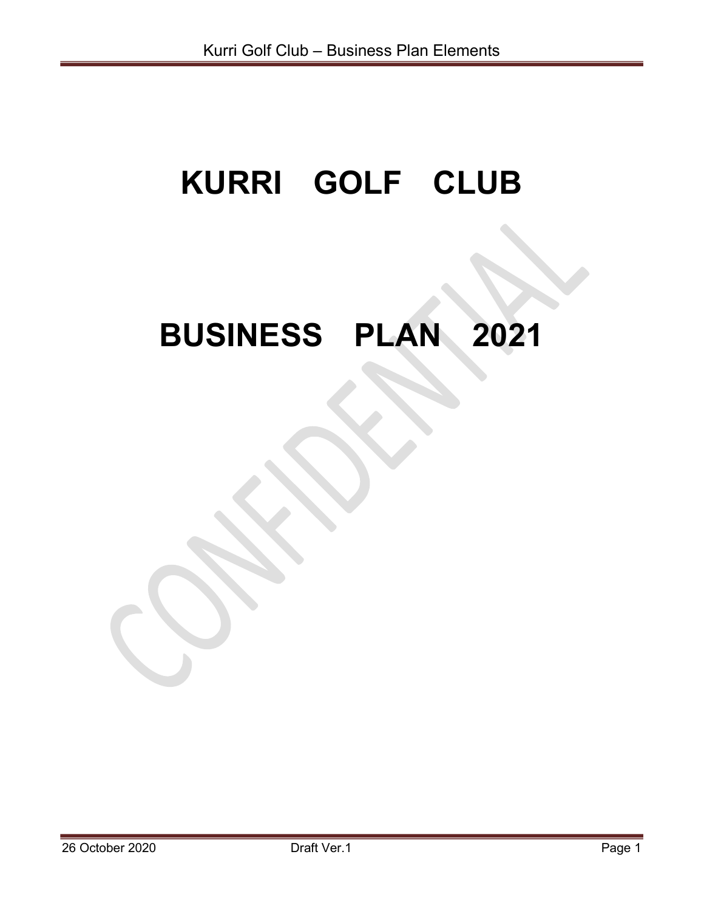# KURRI GOLF CLUB

# BUSINESS PLAN 2021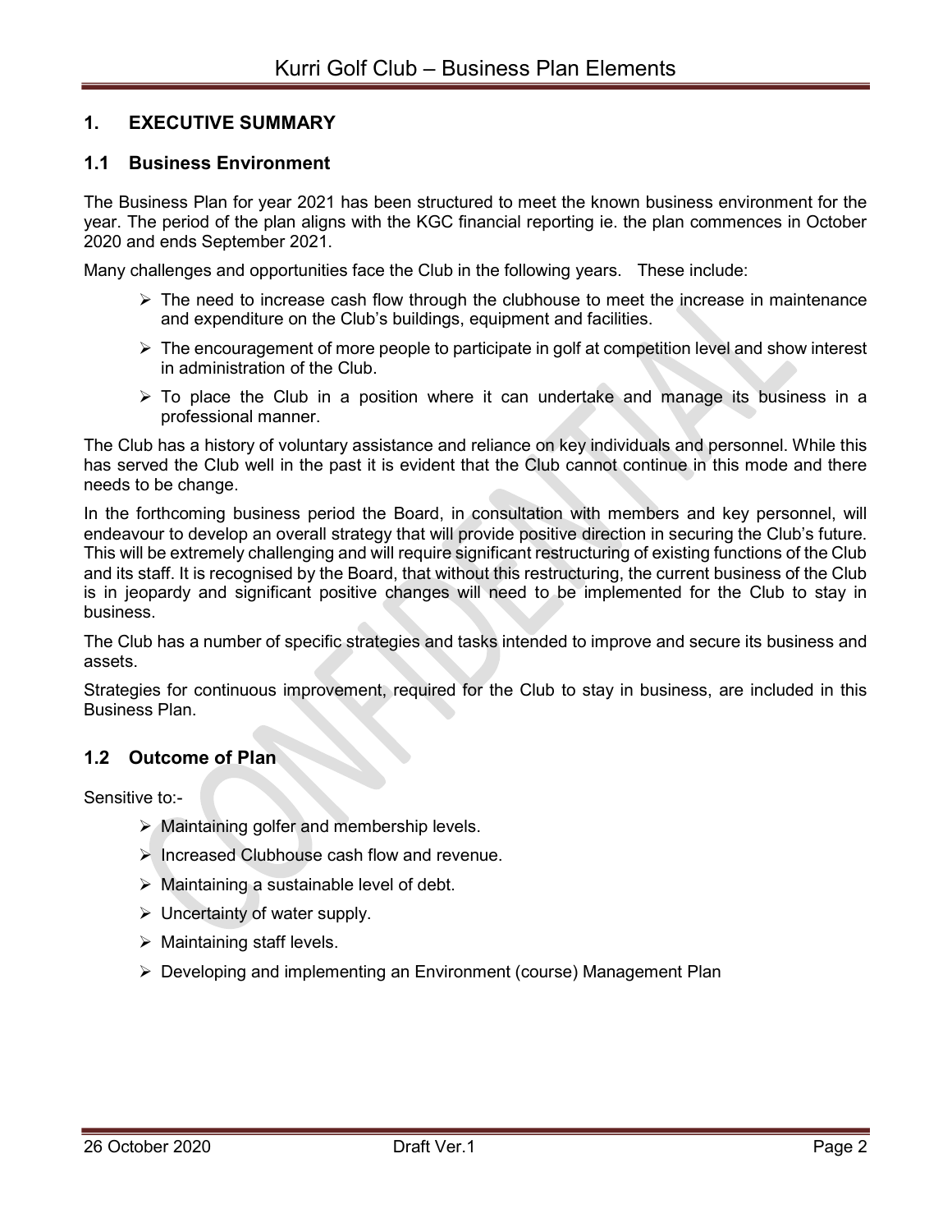## 1. EXECUTIVE SUMMARY

### 1.1 Business Environment

The Business Plan for year 2021 has been structured to meet the known business environment for the year. The period of the plan aligns with the KGC financial reporting ie. the plan commences in October 2020 and ends September 2021.

Many challenges and opportunities face the Club in the following years. These include:

- The need to increase cash flow through the clubhouse to meet the increase in maintenance and expenditure on the Club's buildings, equipment and facilities.
- The encouragement of more people to participate in golf at competition level and show interest in administration of the Club.
- To place the Club in a position where it can undertake and manage its business in a professional manner.

The Club has a history of voluntary assistance and reliance on key individuals and personnel. While this has served the Club well in the past it is evident that the Club cannot continue in this mode and there needs to be change.

In the forthcoming business period the Board, in consultation with members and key personnel, will endeavour to develop an overall strategy that will provide positive direction in securing the Club's future. This will be extremely challenging and will require significant restructuring of existing functions of the Club and its staff. It is recognised by the Board, that without this restructuring, the current business of the Club is in jeopardy and significant positive changes will need to be implemented for the Club to stay in business.

The Club has a number of specific strategies and tasks intended to improve and secure its business and assets.

Strategies for continuous improvement, required for the Club to stay in business, are included in this Business Plan.

### 1.2 Outcome of Plan

Sensitive to:-

- Maintaining golfer and membership levels.
- Increased Clubhouse cash flow and revenue.
- Maintaining a sustainable level of debt.
- Uncertainty of water supply.
- Maintaining staff levels.
- Developing and implementing an Environment (course) Management Plan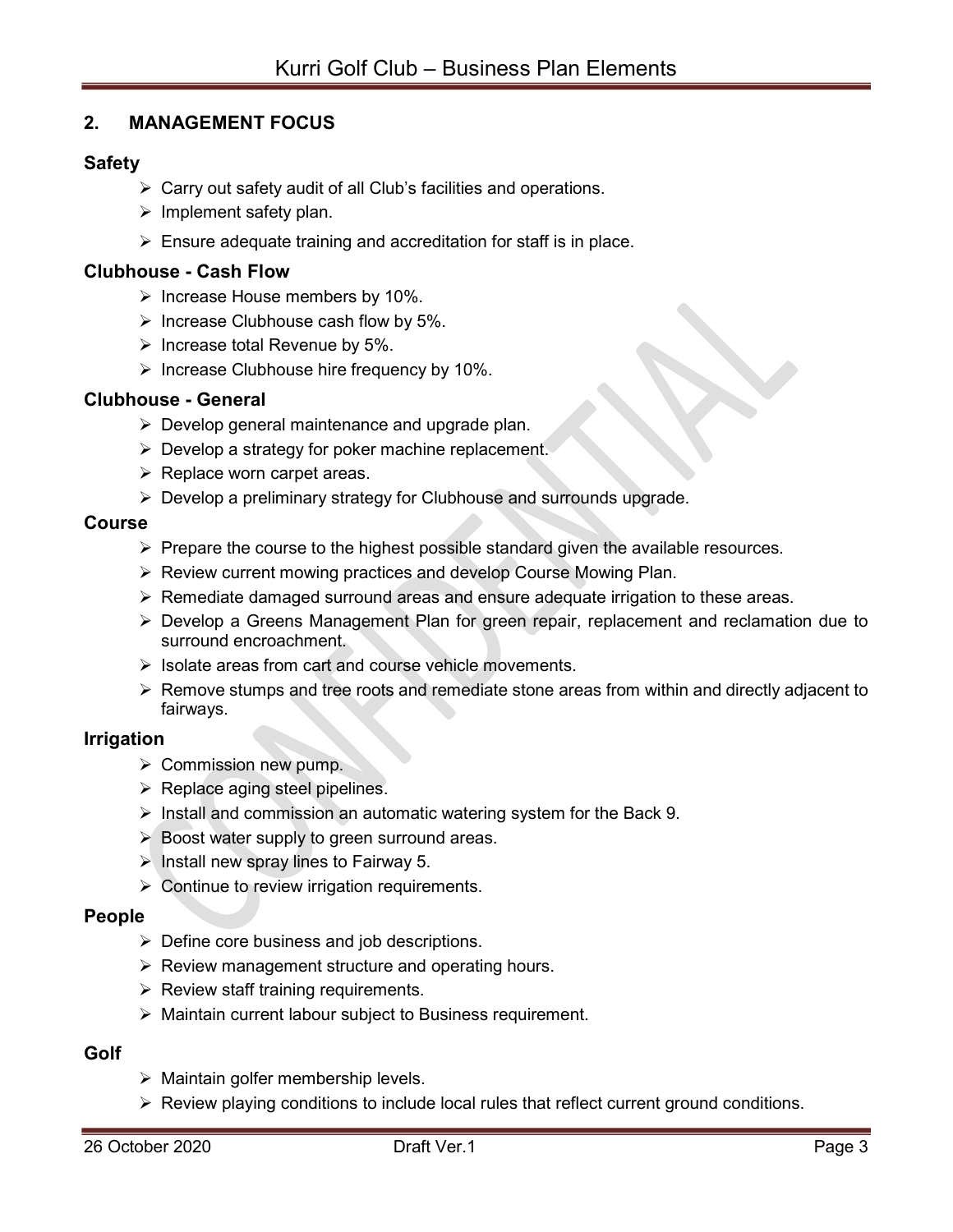## 2. MANAGEMENT FOCUS

### Safety

- Carry out safety audit of all Club's facilities and operations.
- Implement safety plan.
- Ensure adequate training and accreditation for staff is in place.

### Clubhouse - Cash Flow

- Increase House members by 10%.
- Increase Clubhouse cash flow by 5%.
- Increase total Revenue by 5%.
- Increase Clubhouse hire frequency by 10%.

### Clubhouse - General

- Develop general maintenance and upgrade plan.
- Develop a strategy for poker machine replacement.
- Replace worn carpet areas.
- Develop a preliminary strategy for Clubhouse and surrounds upgrade.

### Course

- Prepare the course to the highest possible standard given the available resources.
- Review current mowing practices and develop Course Mowing Plan.
- Remediate damaged surround areas and ensure adequate irrigation to these areas.
- Develop a Greens Management Plan for green repair, replacement and reclamation due to surround encroachment.
- Isolate areas from cart and course vehicle movements.
- Remove stumps and tree roots and remediate stone areas from within and directly adjacent to fairways.

### Irrigation

- Commission new pump.
- Replace aging steel pipelines.
- Install and commission an automatic watering system for the Back 9.
- Boost water supply to green surround areas.
- Install new spray lines to Fairway 5.
- Continue to review irrigation requirements.

### People

- Define core business and job descriptions.
- Review management structure and operating hours.
- Review staff training requirements.
- Maintain current labour subject to Business requirement.

### Golf

- Maintain golfer membership levels.
- Review playing conditions to include local rules that reflect current ground conditions.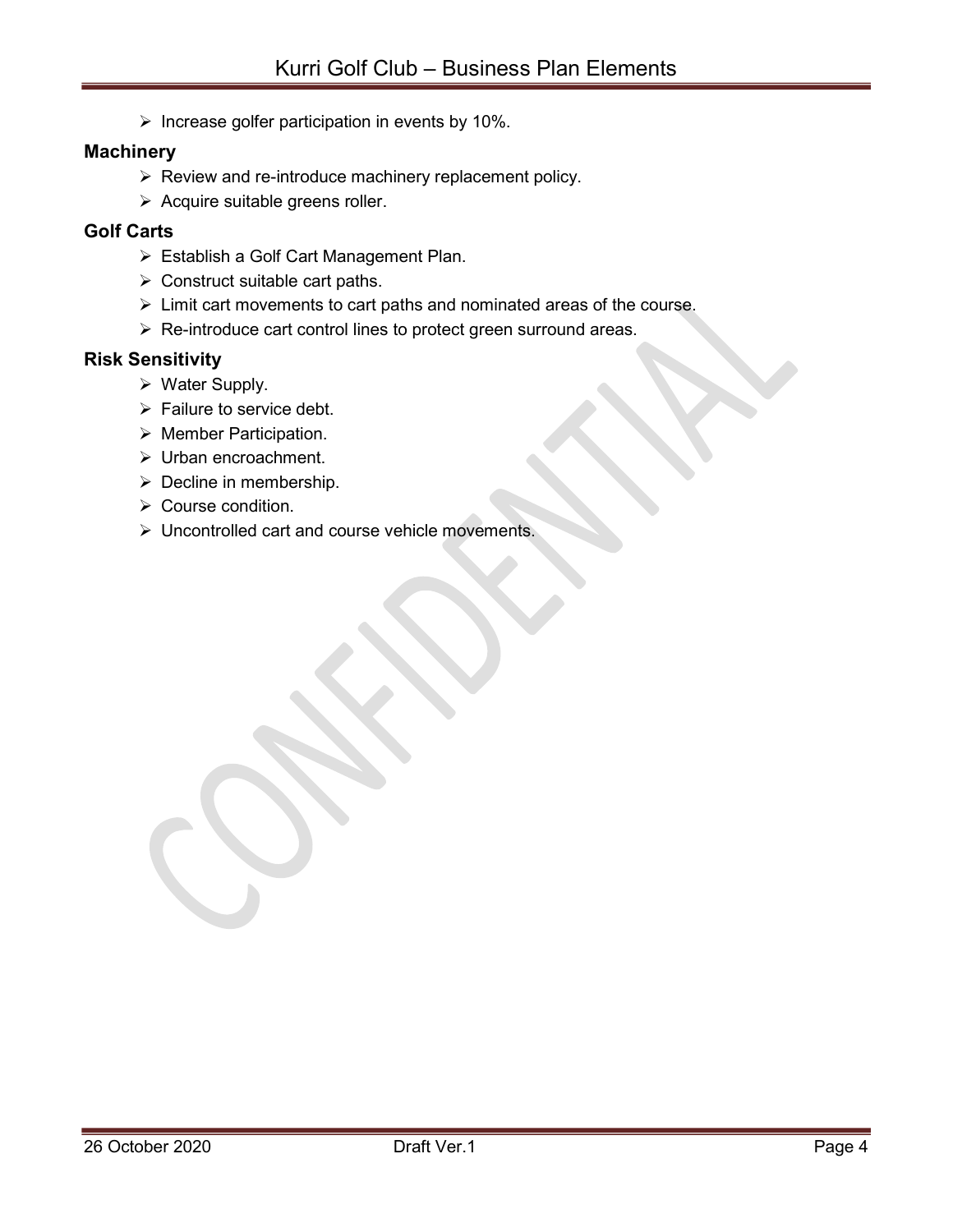- Increase golfer participation in events by 10%.

### Machinery

- Review and re-introduce machinery replacement policy.
- Acquire suitable greens roller.

### Golf Carts

- Establish a Golf Cart Management Plan.
- Construct suitable cart paths.
- Limit cart movements to cart paths and nominated areas of the course.
- Re-introduce cart control lines to protect green surround areas.

### Risk Sensitivity

- Water Supply.
- Failure to service debt.
- Member Participation.
- Urban encroachment.
- Decline in membership.
- Course condition.
- Uncontrolled cart and course vehicle movements.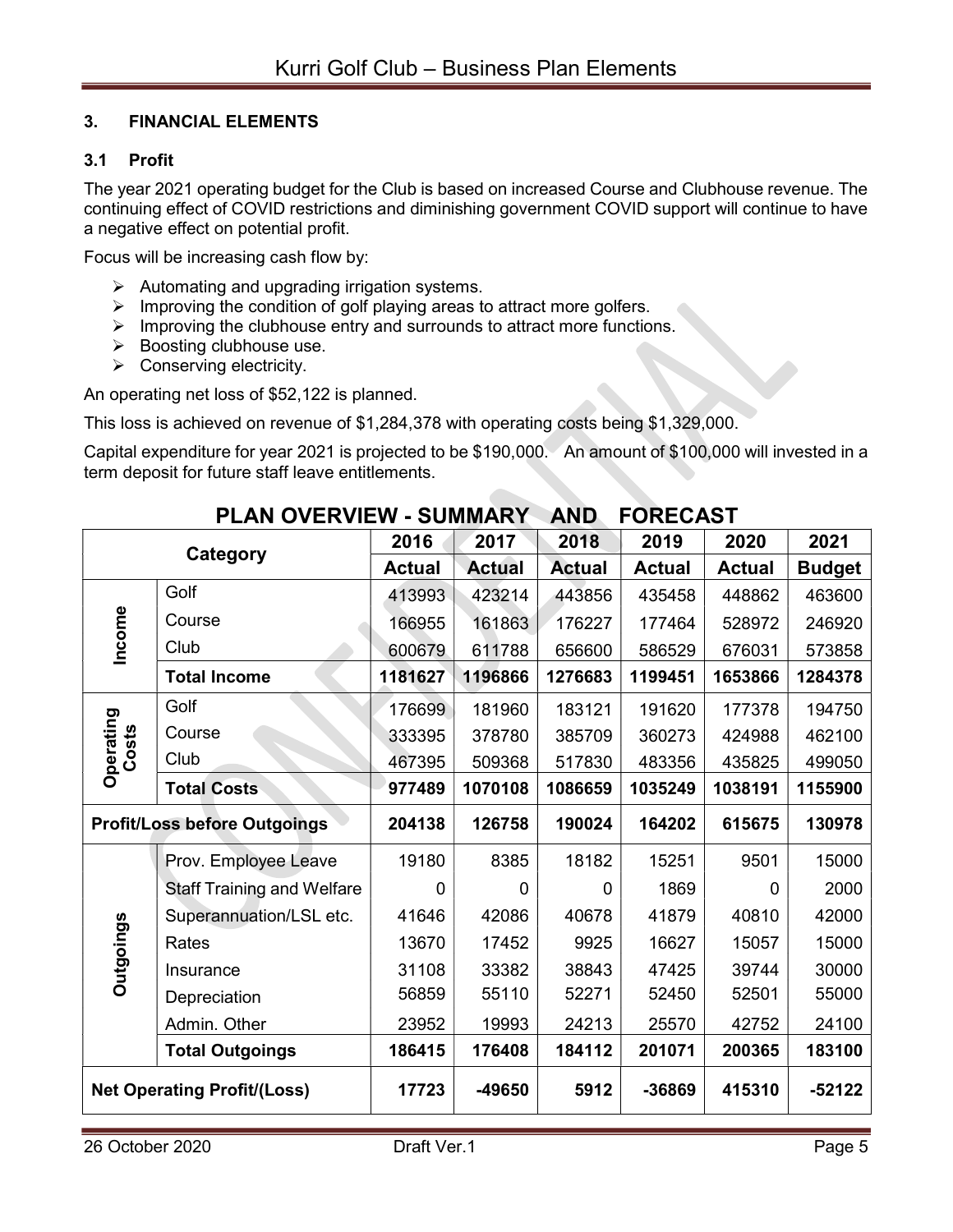## 3. FINANCIAL ELEMENTS

### 3.1 Profit

The year 2021 operating budget for the Club is based on increased Course and Clubhouse revenue. The continuing effect of COVID restrictions and diminishing government COVID support will continue to have a negative effect on potential profit.

Focus will be increasing cash flow by:

- Automating and upgrading irrigation systems.
- Improving the condition of golf playing areas to attract more golfers.
- Improving the clubhouse entry and surrounds to attract more functions.
- Boosting clubhouse use.
- Conserving electricity.

An operating net loss of $52,122 is planned.

This loss is achieved on revenue of $1,284,378 with operating costs being $1,329,000.

Capital expenditure for year 2021 is projected to be $190,000. An amount of $100,000 will invested in a term deposit for future staff leave entitlements.

**PLAN OVERVIEW - SUMMARY AND FORECAST**

| Category | | 2016 Actual | 2017 Actual | 2018 Actual | 2019 Actual | 2020 Actual | 2021 Budget |
|---|---|---|---|---|---|---|---|
| Income | Golf | 413993 | 423214 | 443856 | 435458 | 448862 | 463600 |
| | Course | 166955 | 161863 | 176227 | 177464 | 528972 | 246920 |
| | Club | 600679 | 611788 | 656600 | 586529 | 676031 | 573858 |
| | **Total Income** | **1181627** | **1196866** | **1276683** | **1199451** | **1653866** | **1284378** |
| Operating Costs | Golf | 176699 | 181960 | 183121 | 191620 | 177378 | 194750 |
| | Course | 333395 | 378780 | 385709 | 360273 | 424988 | 462100 |
| | Club | 467395 | 509368 | 517830 | 483356 | 435825 | 499050 |
| | **Total Costs** | **977489** | **1070108** | **1086659** | **1035249** | **1038191** | **1155900** |
| **Profit/Loss before Outgoings** | | **204138** | **126758** | **190024** | **164202** | **615675** | **130978** |
| Outgoings | Prov. Employee Leave | 19180 | 8385 | 18182 | 15251 | 9501 | 15000 |
| | Staff Training and Welfare | 0 | 0 | 0 | 1869 | 0 | 2000 |
| | Superannuation/LSL etc. | 41646 | 42086 | 40678 | 41879 | 40810 | 42000 |
| | Rates | 13670 | 17452 | 9925 | 16627 | 15057 | 15000 |
| | Insurance | 31108 | 33382 | 38843 | 47425 | 39744 | 30000 |
| | Depreciation | 56859 | 55110 | 52271 | 52450 | 52501 | 55000 |
| | Admin. Other | 23952 | 19993 | 24213 | 25570 | 42752 | 24100 |
| | **Total Outgoings** | **186415** | **176408** | **184112** | **201071** | **200365** | **183100** |
| **Net Operating Profit/(Loss)** | | **17723** | **-49650** | **5912** | **-36869** | **415310** | **-52122** |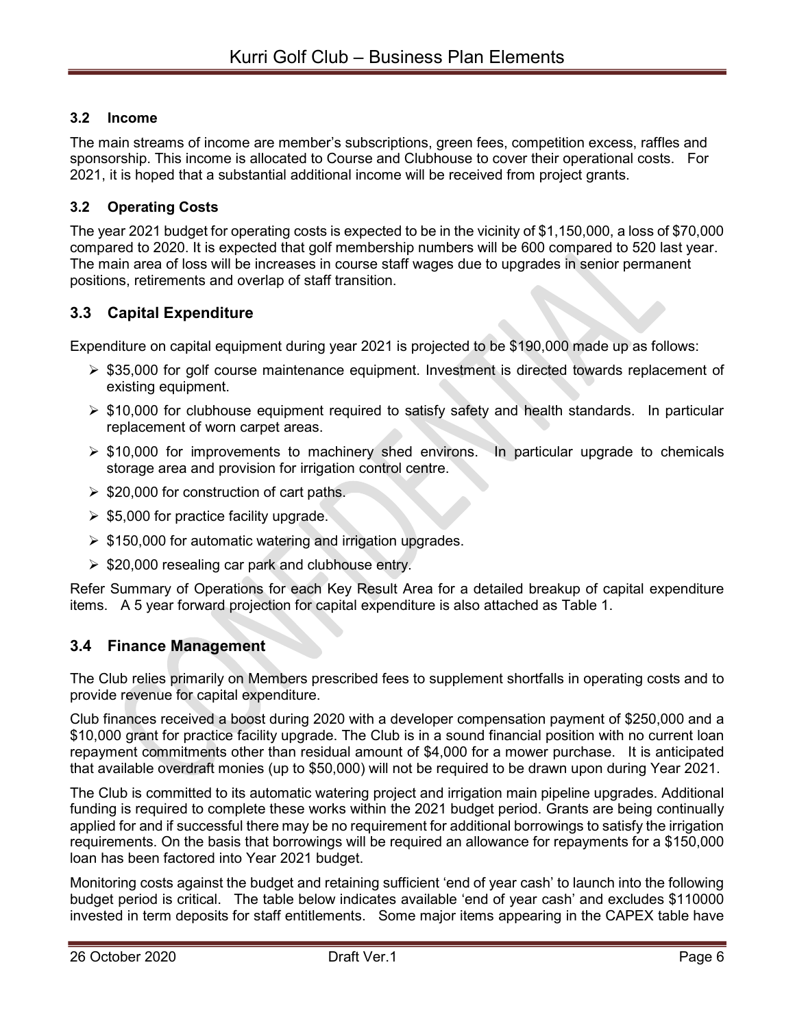### 3.2 Income

The main streams of income are member's subscriptions, green fees, competition excess, raffles and sponsorship. This income is allocated to Course and Clubhouse to cover their operational costs. For 2021, it is hoped that a substantial additional income will be received from project grants.

### 3.2 Operating Costs

The year 2021 budget for operating costs is expected to be in the vicinity of $1,150,000, a loss of $70,000 compared to 2020. It is expected that golf membership numbers will be 600 compared to 520 last year. The main area of loss will be increases in course staff wages due to upgrades in senior permanent positions, retirements and overlap of staff transition.

## 3.3 Capital Expenditure

Expenditure on capital equipment during year 2021 is projected to be $190,000 made up as follows:

- $35,000 for golf course maintenance equipment. Investment is directed towards replacement of existing equipment.
- $10,000 for clubhouse equipment required to satisfy safety and health standards. In particular replacement of worn carpet areas.
- $10,000 for improvements to machinery shed environs. In particular upgrade to chemicals storage area and provision for irrigation control centre.
- $20,000 for construction of cart paths.
- $5,000 for practice facility upgrade.
- $150,000 for automatic watering and irrigation upgrades.
- $20,000 resealing car park and clubhouse entry.

Refer Summary of Operations for each Key Result Area for a detailed breakup of capital expenditure items. A 5 year forward projection for capital expenditure is also attached as Table 1.

## 3.4 Finance Management

The Club relies primarily on Members prescribed fees to supplement shortfalls in operating costs and to provide revenue for capital expenditure.

Club finances received a boost during 2020 with a developer compensation payment of $250,000 and a $10,000 grant for practice facility upgrade. The Club is in a sound financial position with no current loan repayment commitments other than residual amount of $4,000 for a mower purchase. It is anticipated that available overdraft monies (up to $50,000) will not be required to be drawn upon during Year 2021.

The Club is committed to its automatic watering project and irrigation main pipeline upgrades. Additional funding is required to complete these works within the 2021 budget period. Grants are being continually applied for and if successful there may be no requirement for additional borrowings to satisfy the irrigation requirements. On the basis that borrowings will be required an allowance for repayments for a $150,000 loan has been factored into Year 2021 budget.

Monitoring costs against the budget and retaining sufficient 'end of year cash' to launch into the following budget period is critical. The table below indicates available 'end of year cash' and excludes $110000 invested in term deposits for staff entitlements. Some major items appearing in the CAPEX table have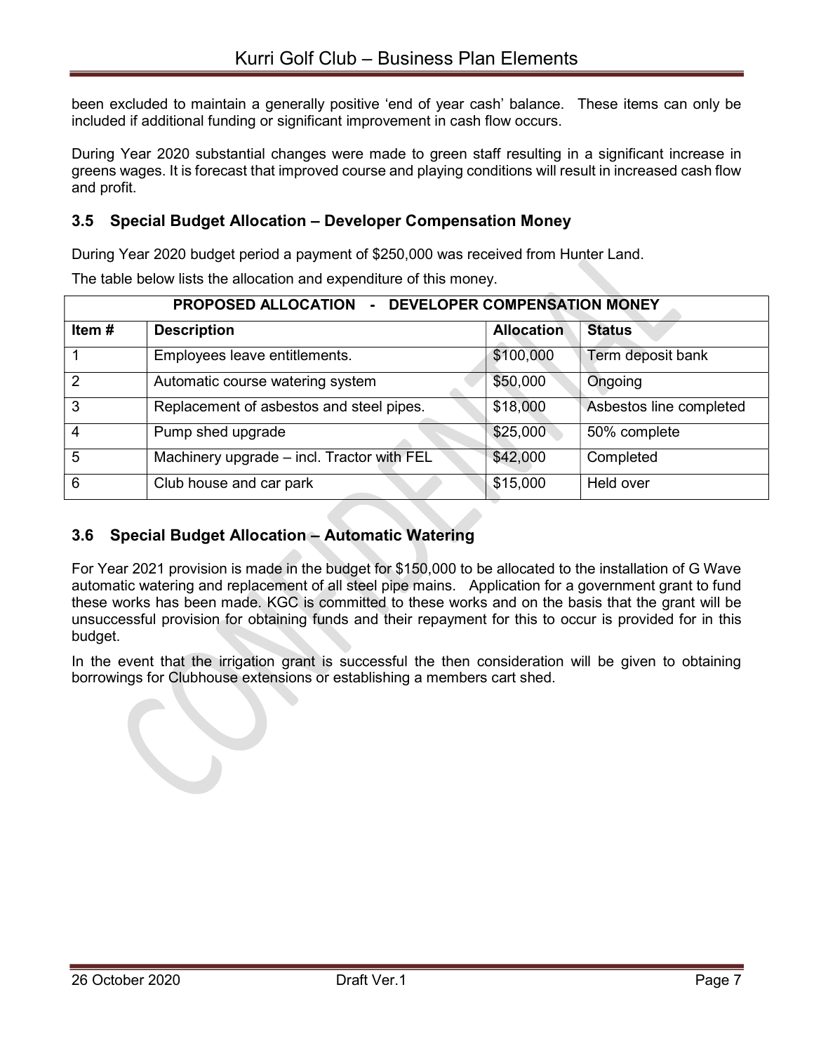been excluded to maintain a generally positive 'end of year cash' balance. These items can only be included if additional funding or significant improvement in cash flow occurs.

During Year 2020 substantial changes were made to green staff resulting in a significant increase in greens wages. It is forecast that improved course and playing conditions will result in increased cash flow and profit.

### 3.5 Special Budget Allocation – Developer Compensation Money

During Year 2020 budget period a payment of $250,000 was received from Hunter Land.

The table below lists the allocation and expenditure of this money.

| PROPOSED ALLOCATION - DEVELOPER COMPENSATION MONEY | | | |
|---|---|---|---|
| **Item #** | **Description** | **Allocation** | **Status** |
| 1 | Employees leave entitlements. | $100,000 | Term deposit bank |
| 2 | Automatic course watering system | $50,000 | Ongoing |
| 3 | Replacement of asbestos and steel pipes. | $18,000 | Asbestos line completed |
| 4 | Pump shed upgrade | $25,000 | 50% complete |
| 5 | Machinery upgrade – incl. Tractor with FEL | $42,000 | Completed |
| 6 | Club house and car park | $15,000 | Held over |

### 3.6 Special Budget Allocation – Automatic Watering

For Year 2021 provision is made in the budget for $150,000 to be allocated to the installation of G Wave automatic watering and replacement of all steel pipe mains. Application for a government grant to fund these works has been made. KGC is committed to these works and on the basis that the grant will be unsuccessful provision for obtaining funds and their repayment for this to occur is provided for in this budget.

In the event that the irrigation grant is successful the then consideration will be given to obtaining borrowings for Clubhouse extensions or establishing a members cart shed.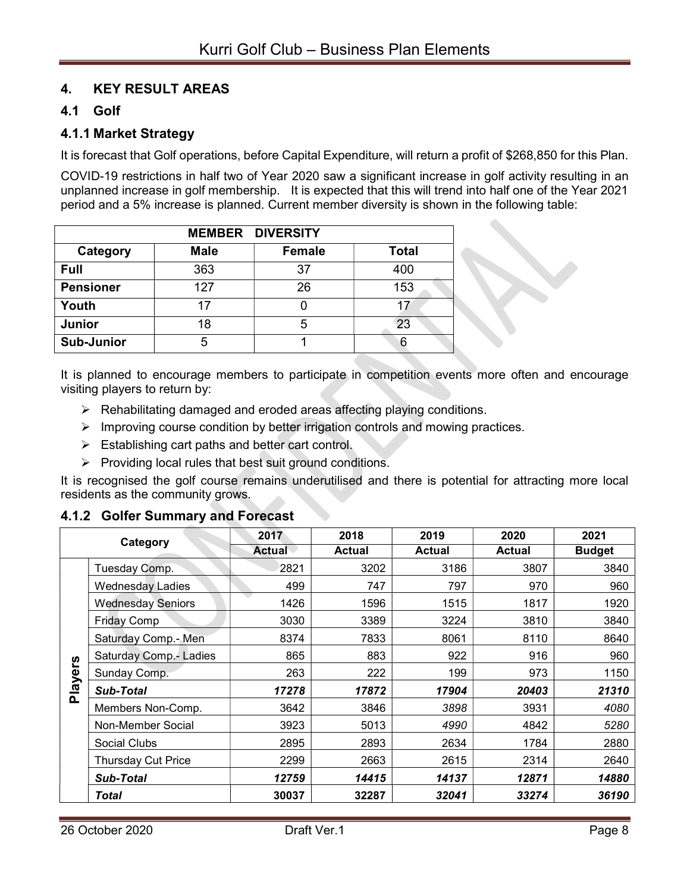## 4. KEY RESULT AREAS

### 4.1 Golf

#### 4.1.1 Market Strategy

It is forecast that Golf operations, before Capital Expenditure, will return a profit of $268,850 for this Plan.

COVID-19 restrictions in half two of Year 2020 saw a significant increase in golf activity resulting in an unplanned increase in golf membership. It is expected that this will trend into half one of the Year 2021 period and a 5% increase is planned. Current member diversity is shown in the following table:

| MEMBER DIVERSITY | | | |
|---|---|---|---|
| **Category** | **Male** | **Female** | **Total** |
| **Full** | 363 | 37 | 400 |
| **Pensioner** | 127 | 26 | 153 |
| **Youth** | 17 | 0 | 17 |
| **Junior** | 18 | 5 | 23 |
| **Sub-Junior** | 5 | 1 | 6 |

It is planned to encourage members to participate in competition events more often and encourage visiting players to return by:

- Rehabilitating damaged and eroded areas affecting playing conditions.
- Improving course condition by better irrigation controls and mowing practices.
- Establishing cart paths and better cart control.
- Providing local rules that best suit ground conditions.

It is recognised the golf course remains underutilised and there is potential for attracting more local residents as the community grows.

#### 4.1.2 Golfer Summary and Forecast

| | Category | 2017 Actual | 2018 Actual | 2019 Actual | 2020 Actual | 2021 Budget |
|---|---|---|---|---|---|---|
| **Players** | Tuesday Comp. | 2821 | 3202 | 3186 | 3807 | 3840 |
| | Wednesday Ladies | 499 | 747 | 797 | 970 | 960 |
| | Wednesday Seniors | 1426 | 1596 | 1515 | 1817 | 1920 |
| | Friday Comp | 3030 | 3389 | 3224 | 3810 | 3840 |
| | Saturday Comp.- Men | 8374 | 7833 | 8061 | 8110 | 8640 |
| | Saturday Comp.- Ladies | 865 | 883 | 922 | 916 | 960 |
| | Sunday Comp. | 263 | 222 | 199 | 973 | 1150 |
| | ***Sub-Total*** | ***17278*** | ***17872*** | ***17904*** | ***20403*** | ***21310*** |
| | Members Non-Comp. | 3642 | 3846 | *3898* | 3931 | *4080* |
| | Non-Member Social | 3923 | 5013 | *4990* | 4842 | *5280* |
| | Social Clubs | 2895 | 2893 | 2634 | 1784 | 2880 |
| | Thursday Cut Price | 2299 | 2663 | 2615 | 2314 | 2640 |
| | ***Sub-Total*** | ***12759*** | ***14415*** | ***14137*** | ***12871*** | ***14880*** |
| | ***Total*** | ***30037*** | ***32287*** | ***32041*** | ***33274*** | ***36190*** |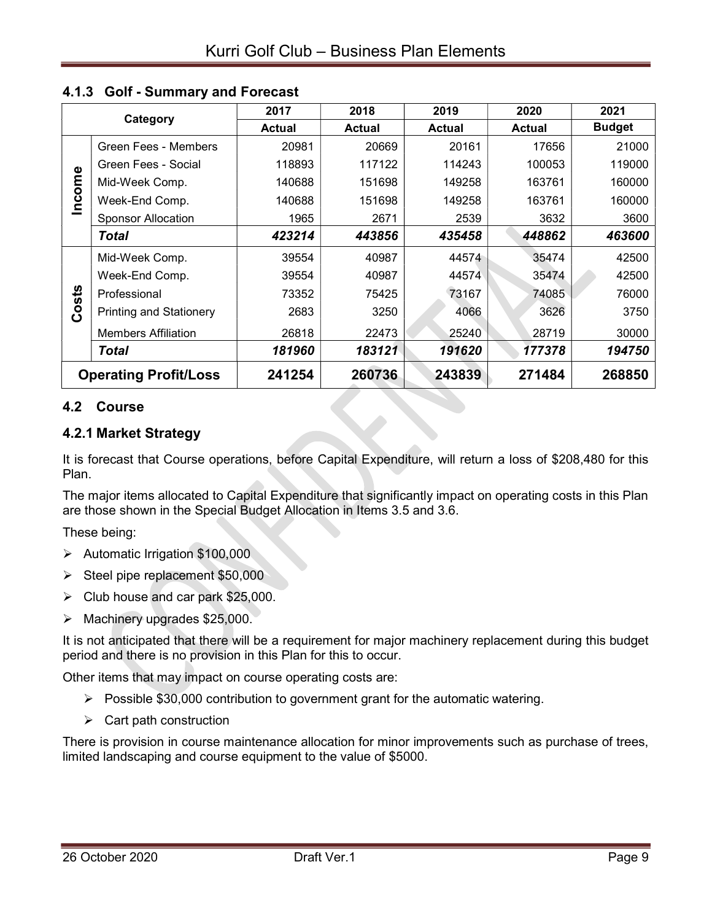### 4.1.3 Golf - Summary and Forecast

| Category | | 2017 Actual | 2018 Actual | 2019 Actual | 2020 Actual | 2021 Budget |
|---|---|---|---|---|---|---|
| Income | Green Fees - Members | 20981 | 20669 | 20161 | 17656 | 21000 |
| | Green Fees - Social | 118893 | 117122 | 114243 | 100053 | 119000 |
| | Mid-Week Comp. | 140688 | 151698 | 149258 | 163761 | 160000 |
| | Week-End Comp. | 140688 | 151698 | 149258 | 163761 | 160000 |
| | Sponsor Allocation | 1965 | 2671 | 2539 | 3632 | 3600 |
| | ***Total*** | ***423214*** | ***443856*** | ***435458*** | ***448862*** | ***463600*** |
| Costs | Mid-Week Comp. | 39554 | 40987 | 44574 | 35474 | 42500 |
| | Week-End Comp. | 39554 | 40987 | 44574 | 35474 | 42500 |
| | Professional | 73352 | 75425 | 73167 | 74085 | 76000 |
| | Printing and Stationery | 2683 | 3250 | 4066 | 3626 | 3750 |
| | Members Affiliation | 26818 | 22473 | 25240 | 28719 | 30000 |
| | ***Total*** | ***181960*** | ***183121*** | ***191620*** | ***177378*** | ***194750*** |
| **Operating Profit/Loss** | | **241254** | **260736** | **243839** | **271484** | **268850** |

## 4.2 Course

### 4.2.1 Market Strategy

It is forecast that Course operations, before Capital Expenditure, will return a loss of $208,480 for this Plan.

The major items allocated to Capital Expenditure that significantly impact on operating costs in this Plan are those shown in the Special Budget Allocation in Items 3.5 and 3.6.

These being:

- Automatic Irrigation $100,000
- Steel pipe replacement $50,000
- Club house and car park $25,000.
- Machinery upgrades $25,000.

It is not anticipated that there will be a requirement for major machinery replacement during this budget period and there is no provision in this Plan for this to occur.

Other items that may impact on course operating costs are:

- Possible $30,000 contribution to government grant for the automatic watering.
- Cart path construction

There is provision in course maintenance allocation for minor improvements such as purchase of trees, limited landscaping and course equipment to the value of $5000.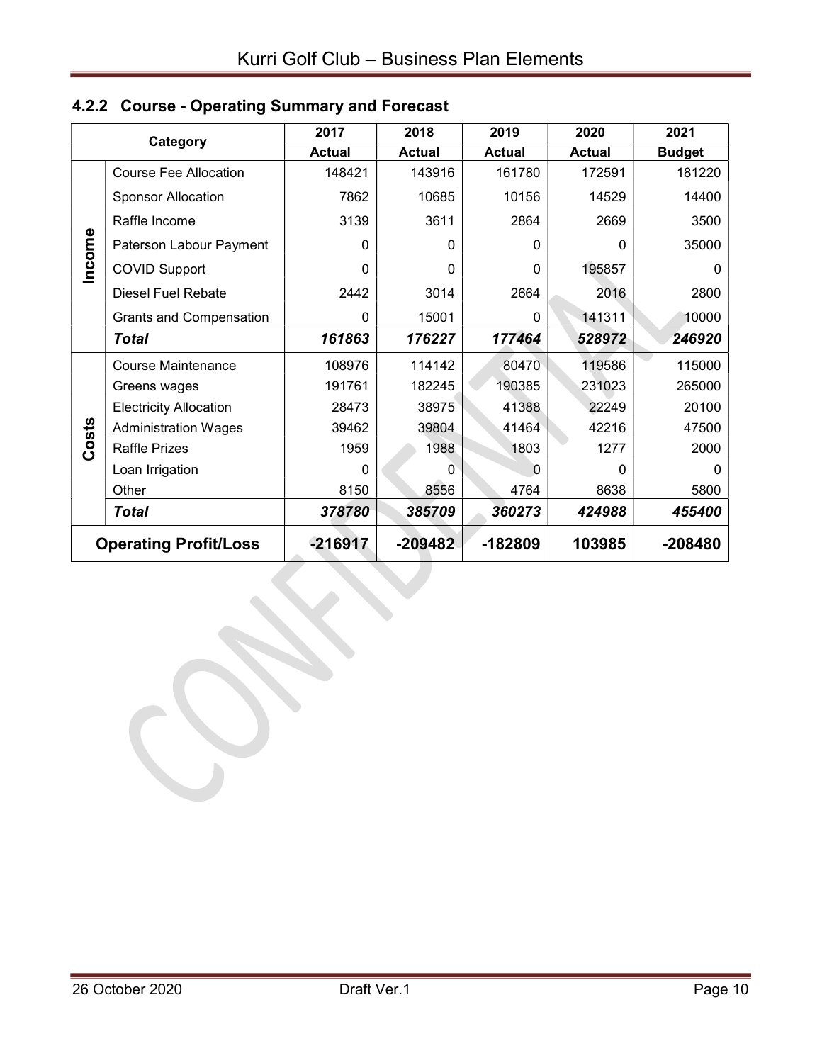### 4.2.2 Course - Operating Summary and Forecast

| Category | | 2017 Actual | 2018 Actual | 2019 Actual | 2020 Actual | 2021 Budget |
|---|---|---|---|---|---|---|
| Income | Course Fee Allocation | 148421 | 143916 | 161780 | 172591 | 181220 |
| | Sponsor Allocation | 7862 | 10685 | 10156 | 14529 | 14400 |
| | Raffle Income | 3139 | 3611 | 2864 | 2669 | 3500 |
| | Paterson Labour Payment | 0 | 0 | 0 | 0 | 35000 |
| | COVID Support | 0 | 0 | 0 | 195857 | 0 |
| | Diesel Fuel Rebate | 2442 | 3014 | 2664 | 2016 | 2800 |
| | Grants and Compensation | 0 | 15001 | 0 | 141311 | 10000 |
| | ***Total*** | ***161863*** | ***176227*** | ***177464*** | ***528972*** | ***246920*** |
| Costs | Course Maintenance | 108976 | 114142 | 80470 | 119586 | 115000 |
| | Greens wages | 191761 | 182245 | 190385 | 231023 | 265000 |
| | Electricity Allocation | 28473 | 38975 | 41388 | 22249 | 20100 |
| | Administration Wages | 39462 | 39804 | 41464 | 42216 | 47500 |
| | Raffle Prizes | 1959 | 1988 | 1803 | 1277 | 2000 |
| | Loan Irrigation | 0 | 0 | 0 | 0 | 0 |
| | Other | 8150 | 8556 | 4764 | 8638 | 5800 |
| | ***Total*** | ***378780*** | ***385709*** | ***360273*** | ***424988*** | ***455400*** |
| **Operating Profit/Loss** | | **-216917** | **-209482** | **-182809** | **103985** | **-208480** |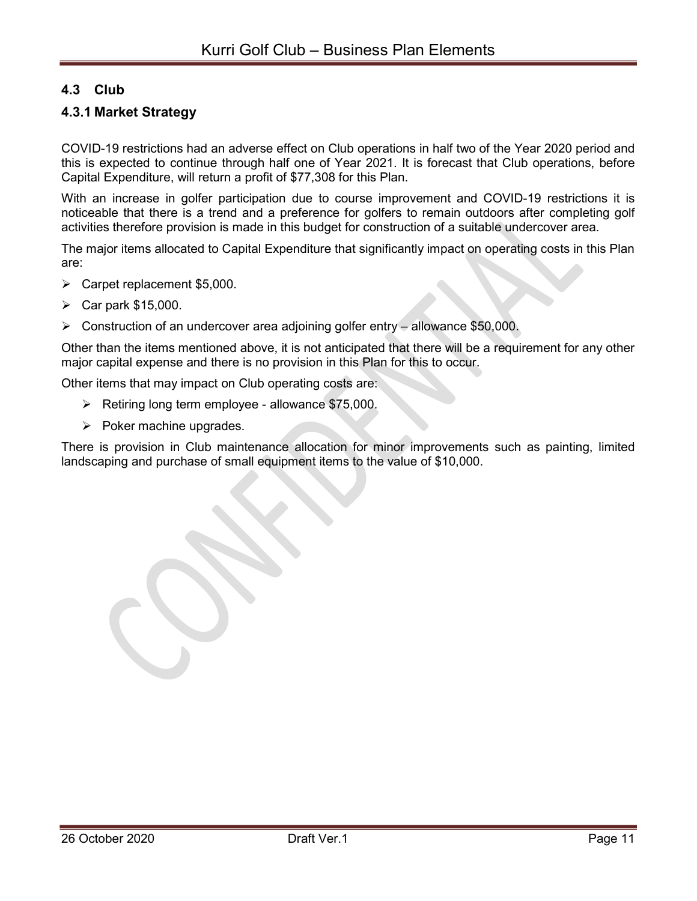## 4.3 Club

### 4.3.1 Market Strategy

COVID-19 restrictions had an adverse effect on Club operations in half two of the Year 2020 period and this is expected to continue through half one of Year 2021. It is forecast that Club operations, before Capital Expenditure, will return a profit of $77,308 for this Plan.

With an increase in golfer participation due to course improvement and COVID-19 restrictions it is noticeable that there is a trend and a preference for golfers to remain outdoors after completing golf activities therefore provision is made in this budget for construction of a suitable undercover area.

The major items allocated to Capital Expenditure that significantly impact on operating costs in this Plan are:

- Carpet replacement $5,000.
- Car park $15,000.
- Construction of an undercover area adjoining golfer entry – allowance $50,000.

Other than the items mentioned above, it is not anticipated that there will be a requirement for any other major capital expense and there is no provision in this Plan for this to occur.

Other items that may impact on Club operating costs are:

- Retiring long term employee - allowance $75,000.
- Poker machine upgrades.

There is provision in Club maintenance allocation for minor improvements such as painting, limited landscaping and purchase of small equipment items to the value of $10,000.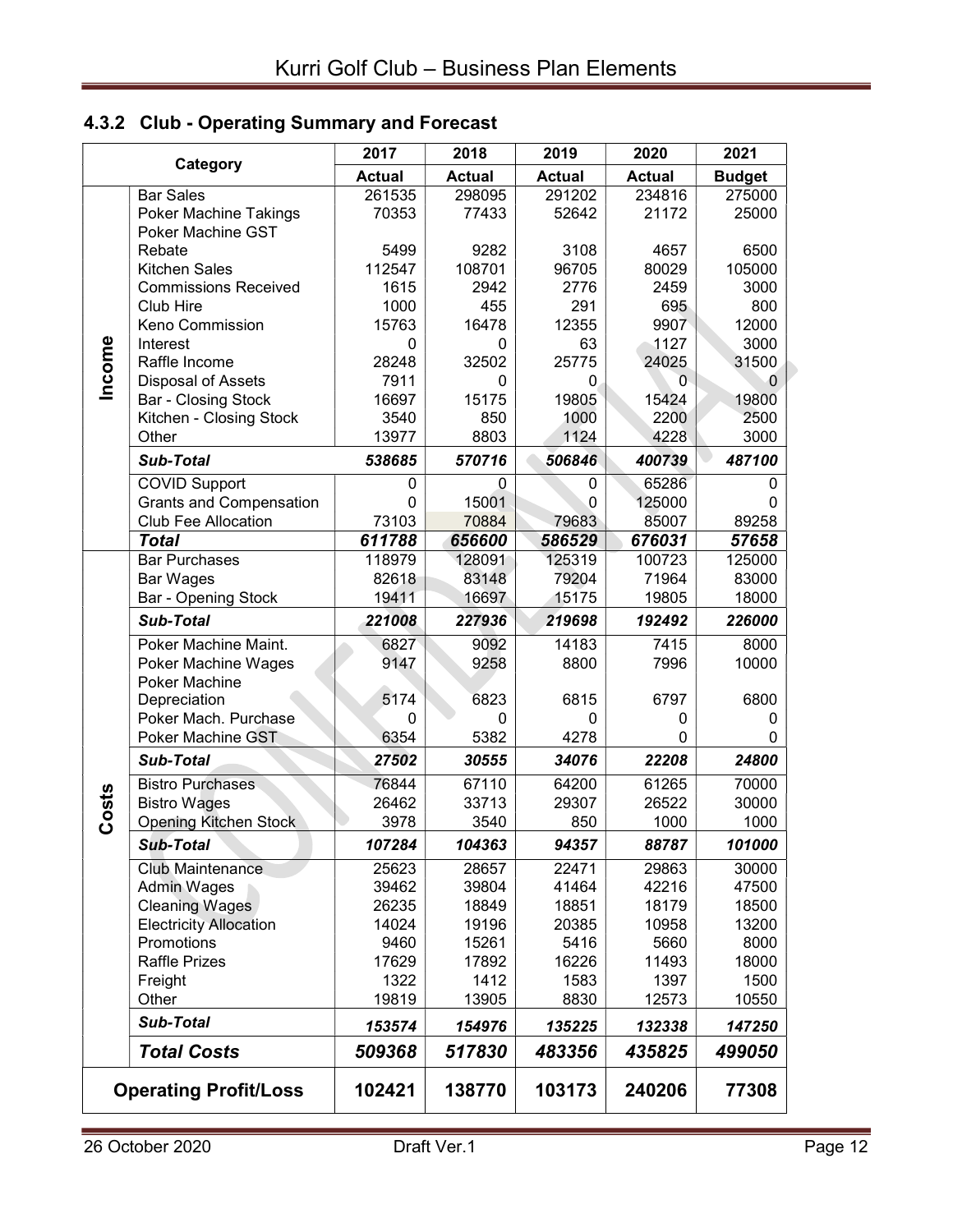### 4.3.2 Club - Operating Summary and Forecast

| Category | | 2017 Actual | 2018 Actual | 2019 Actual | 2020 Actual | 2021 Budget |
|---|---|---|---|---|---|---|
| Income | Bar Sales | 261535 | 298095 | 291202 | 234816 | 275000 |
| | Poker Machine Takings | 70353 | 77433 | 52642 | 21172 | 25000 |
| | Poker Machine GST Rebate | 5499 | 9282 | 3108 | 4657 | 6500 |
| | Kitchen Sales | 112547 | 108701 | 96705 | 80029 | 105000 |
| | Commissions Received | 1615 | 2942 | 2776 | 2459 | 3000 |
| | Club Hire | 1000 | 455 | 291 | 695 | 800 |
| | Keno Commission | 15763 | 16478 | 12355 | 9907 | 12000 |
| | Interest | 0 | 0 | 63 | 1127 | 3000 |
| | Raffle Income | 28248 | 32502 | 25775 | 24025 | 31500 |
| | Disposal of Assets | 7911 | 0 | 0 | 0 | 0 |
| | Bar - Closing Stock | 16697 | 15175 | 19805 | 15424 | 19800 |
| | Kitchen - Closing Stock | 3540 | 850 | 1000 | 2200 | 2500 |
| | Other | 13977 | 8803 | 1124 | 4228 | 3000 |
| | ***Sub-Total*** | ***538685*** | ***570716*** | ***506846*** | ***400739*** | ***487100*** |
| | COVID Support | 0 | 0 | 0 | 65286 | 0 |
| | Grants and Compensation | 0 | 15001 | 0 | 125000 | 0 |
| | Club Fee Allocation | 73103 | 70884 | 79683 | 85007 | 89258 |
| | ***Total*** | ***611788*** | ***656600*** | ***586529*** | ***676031*** | ***57658*** |
| Costs | Bar Purchases | 118979 | 128091 | 125319 | 100723 | 125000 |
| | Bar Wages | 82618 | 83148 | 79204 | 71964 | 83000 |
| | Bar - Opening Stock | 19411 | 16697 | 15175 | 19805 | 18000 |
| | ***Sub-Total*** | ***221008*** | ***227936*** | ***219698*** | ***192492*** | ***226000*** |
| | Poker Machine Maint. | 6827 | 9092 | 14183 | 7415 | 8000 |
| | Poker Machine Wages | 9147 | 9258 | 8800 | 7996 | 10000 |
| | Poker Machine Depreciation | 5174 | 6823 | 6815 | 6797 | 6800 |
| | Poker Mach. Purchase | 0 | 0 | 0 | 0 | 0 |
| | Poker Machine GST | 6354 | 5382 | 4278 | 0 | 0 |
| | ***Sub-Total*** | ***27502*** | ***30555*** | ***34076*** | ***22208*** | ***24800*** |
| | Bistro Purchases | 76844 | 67110 | 64200 | 61265 | 70000 |
| | Bistro Wages | 26462 | 33713 | 29307 | 26522 | 30000 |
| | Opening Kitchen Stock | 3978 | 3540 | 850 | 1000 | 1000 |
| | ***Sub-Total*** | ***107284*** | ***104363*** | ***94357*** | ***88787*** | ***101000*** |
| | Club Maintenance | 25623 | 28657 | 22471 | 29863 | 30000 |
| | Admin Wages | 39462 | 39804 | 41464 | 42216 | 47500 |
| | Cleaning Wages | 26235 | 18849 | 18851 | 18179 | 18500 |
| | Electricity Allocation | 14024 | 19196 | 20385 | 10958 | 13200 |
| | Promotions | 9460 | 15261 | 5416 | 5660 | 8000 |
| | Raffle Prizes | 17629 | 17892 | 16226 | 11493 | 18000 |
| | Freight | 1322 | 1412 | 1583 | 1397 | 1500 |
| | Other | 19819 | 13905 | 8830 | 12573 | 10550 |
| | ***Sub-Total*** | ***153574*** | ***154976*** | ***135225*** | ***132338*** | ***147250*** |
| | ***Total Costs*** | ***509368*** | ***517830*** | ***483356*** | ***435825*** | ***499050*** |
| **Operating Profit/Loss** | | **102421** | **138770** | **103173** | **240206** | **77308** |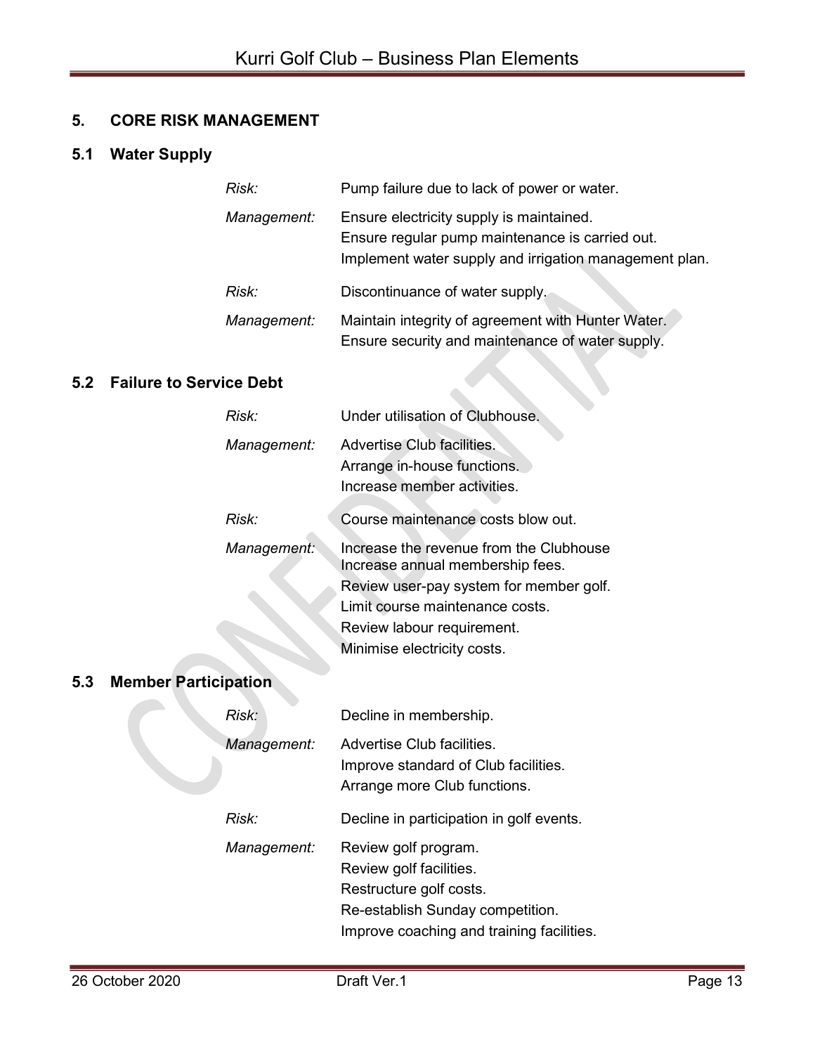## 5. CORE RISK MANAGEMENT

### 5.1 Water Supply

*Risk:* Pump failure due to lack of power or water.

*Management:* Ensure electricity supply is maintained.
Ensure regular pump maintenance is carried out.
Implement water supply and irrigation management plan.

*Risk:* Discontinuance of water supply.

*Management:* Maintain integrity of agreement with Hunter Water.
Ensure security and maintenance of water supply.

### 5.2 Failure to Service Debt

*Risk:* Under utilisation of Clubhouse.

*Management:* Advertise Club facilities.
Arrange in-house functions.
Increase member activities.

*Risk:* Course maintenance costs blow out.

*Management:* Increase the revenue from the Clubhouse
Increase annual membership fees.
Review user-pay system for member golf.
Limit course maintenance costs.
Review labour requirement.
Minimise electricity costs.

### 5.3 Member Participation

*Risk:* Decline in membership.

*Management:* Advertise Club facilities.
Improve standard of Club facilities.
Arrange more Club functions.

*Risk:* Decline in participation in golf events.

*Management:* Review golf program.
Review golf facilities.
Restructure golf costs.
Re-establish Sunday competition.
Improve coaching and training facilities.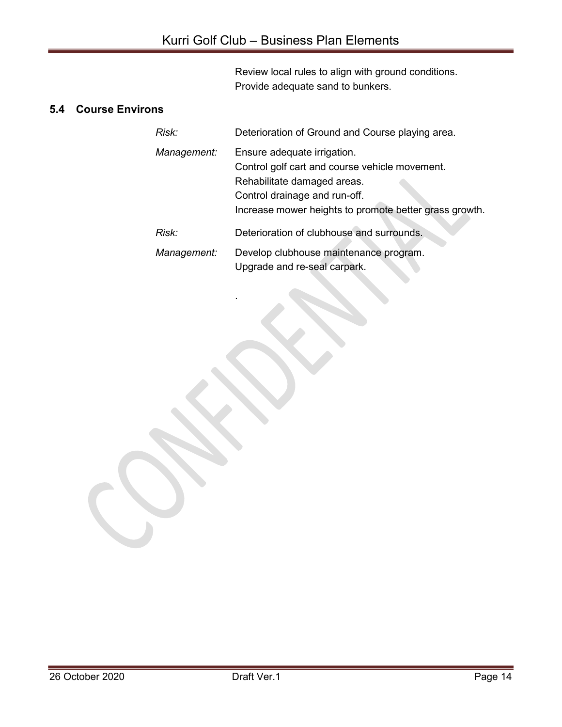Review local rules to align with ground conditions.
Provide adequate sand to bunkers.

## 5.4 Course Environs

*Risk:* Deterioration of Ground and Course playing area.

*Management:* Ensure adequate irrigation.
Control golf cart and course vehicle movement.
Rehabilitate damaged areas.
Control drainage and run-off.
Increase mower heights to promote better grass growth.

*Risk:* Deterioration of clubhouse and surrounds.

*Management:* Develop clubhouse maintenance program.
Upgrade and re-seal carpark.

.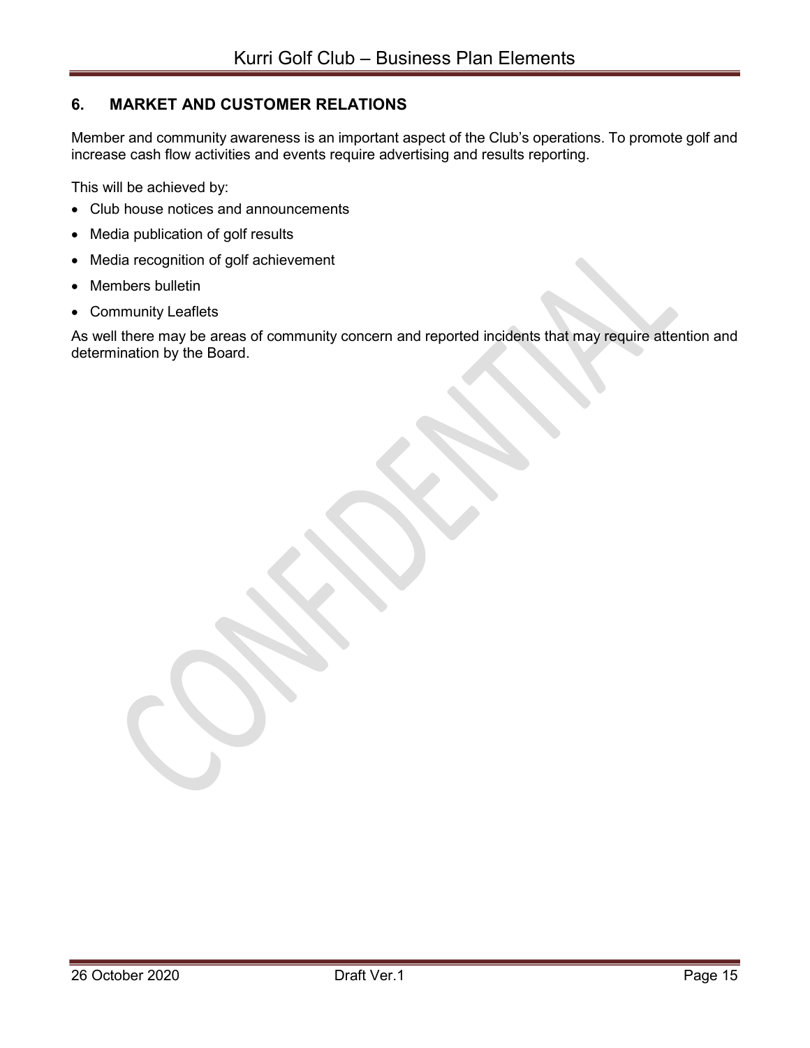## 6. MARKET AND CUSTOMER RELATIONS

Member and community awareness is an important aspect of the Club's operations. To promote golf and increase cash flow activities and events require advertising and results reporting.

This will be achieved by:

- Club house notices and announcements
- Media publication of golf results
- Media recognition of golf achievement
- Members bulletin
- Community Leaflets

As well there may be areas of community concern and reported incidents that may require attention and determination by the Board.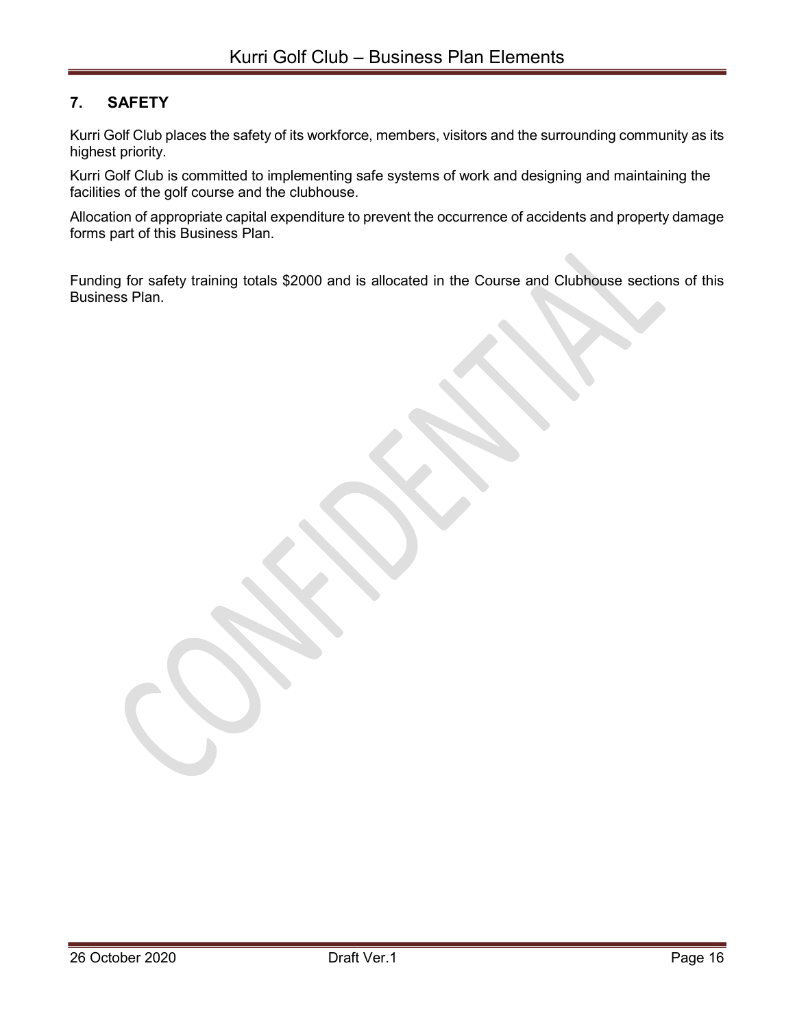## 7. SAFETY

Kurri Golf Club places the safety of its workforce, members, visitors and the surrounding community as its highest priority.

Kurri Golf Club is committed to implementing safe systems of work and designing and maintaining the facilities of the golf course and the clubhouse.

Allocation of appropriate capital expenditure to prevent the occurrence of accidents and property damage forms part of this Business Plan.

Funding for safety training totals $2000 and is allocated in the Course and Clubhouse sections of this Business Plan.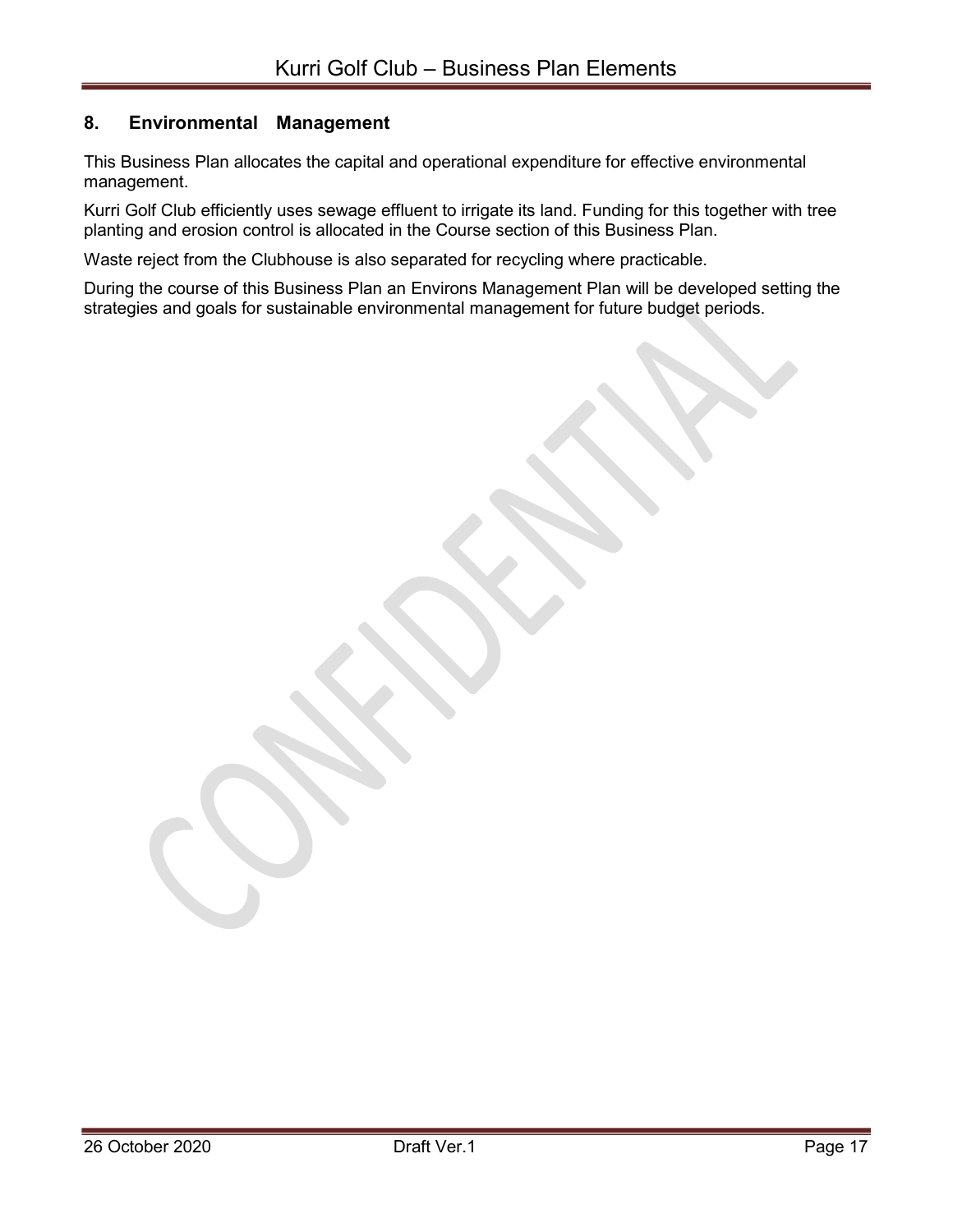## 8. Environmental Management

This Business Plan allocates the capital and operational expenditure for effective environmental management.

Kurri Golf Club efficiently uses sewage effluent to irrigate its land. Funding for this together with tree planting and erosion control is allocated in the Course section of this Business Plan.

Waste reject from the Clubhouse is also separated for recycling where practicable.

During the course of this Business Plan an Environs Management Plan will be developed setting the strategies and goals for sustainable environmental management for future budget periods.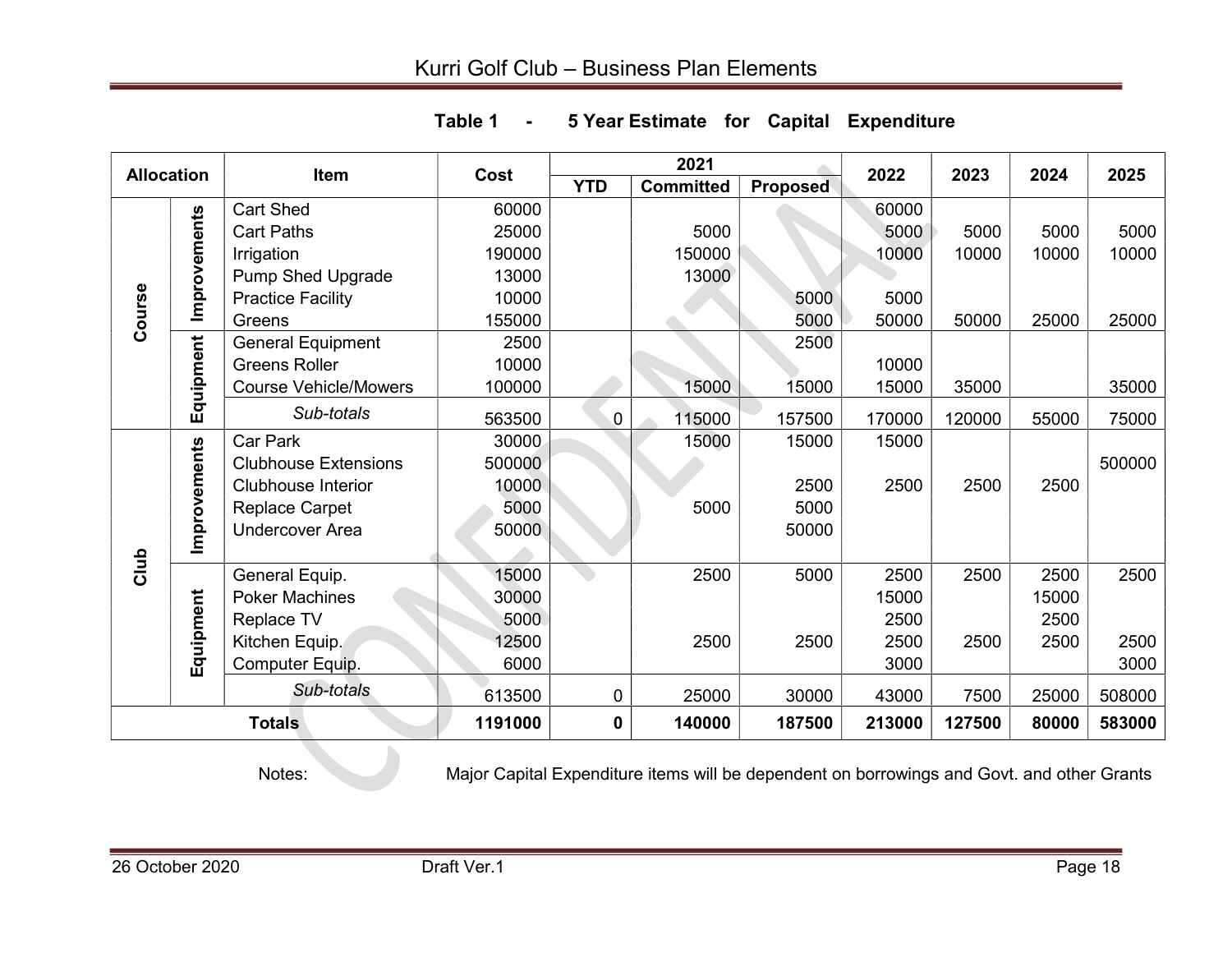**Table 1 - 5 Year Estimate for Capital Expenditure**

| Allocation | | Item | Cost | 2021 | | | 2022 | 2023 | 2024 | 2025 |
|---|---|---|---|---|---|---|---|---|---|---|
| | | | | YTD | Committed | Proposed | | | | |
| Course | Improvements | Cart Shed | 60000 | | | | 60000 | | | |
| | | Cart Paths | 25000 | | 5000 | | 5000 | 5000 | 5000 | 5000 |
| | | Irrigation | 190000 | | 150000 | | 10000 | 10000 | 10000 | 10000 |
| | | Pump Shed Upgrade | 13000 | | 13000 | | | | | |
| | | Practice Facility | 10000 | | | 5000 | 5000 | | | |
| | | Greens | 155000 | | | 5000 | 50000 | 50000 | 25000 | 25000 |
| | Equipment | General Equipment | 2500 | | | 2500 | | | | |
| | | Greens Roller | 10000 | | | | 10000 | | | |
| | | Course Vehicle/Mowers | 100000 | | 15000 | 15000 | 15000 | 35000 | | 35000 |
| | | *Sub-totals* | 563500 | 0 | 115000 | 157500 | 170000 | 120000 | 55000 | 75000 |
| Club | Improvements | Car Park | 30000 | | 15000 | 15000 | 15000 | | | |
| | | Clubhouse Extensions | 500000 | | | | | | | 500000 |
| | | Clubhouse Interior | 10000 | | | 2500 | 2500 | 2500 | 2500 | |
| | | Replace Carpet | 5000 | | 5000 | 5000 | | | | |
| | | Undercover Area | 50000 | | | 50000 | | | | |
| | Equipment | General Equip. | 15000 | | 2500 | 5000 | 2500 | 2500 | 2500 | 2500 |
| | | Poker Machines | 30000 | | | | 15000 | | 15000 | |
| | | Replace TV | 5000 | | | | 2500 | | 2500 | |
| | | Kitchen Equip. | 12500 | | 2500 | 2500 | 2500 | 2500 | 2500 | 2500 |
| | | Computer Equip. | 6000 | | | | 3000 | | | 3000 |
| | | *Sub-totals* | 613500 | 0 | 25000 | 30000 | 43000 | 7500 | 25000 | 508000 |
| **Totals** | | | **1191000** | **0** | **140000** | **187500** | **213000** | **127500** | **80000** | **583000** |

Notes: Major Capital Expenditure items will be dependent on borrowings and Govt. and other Grants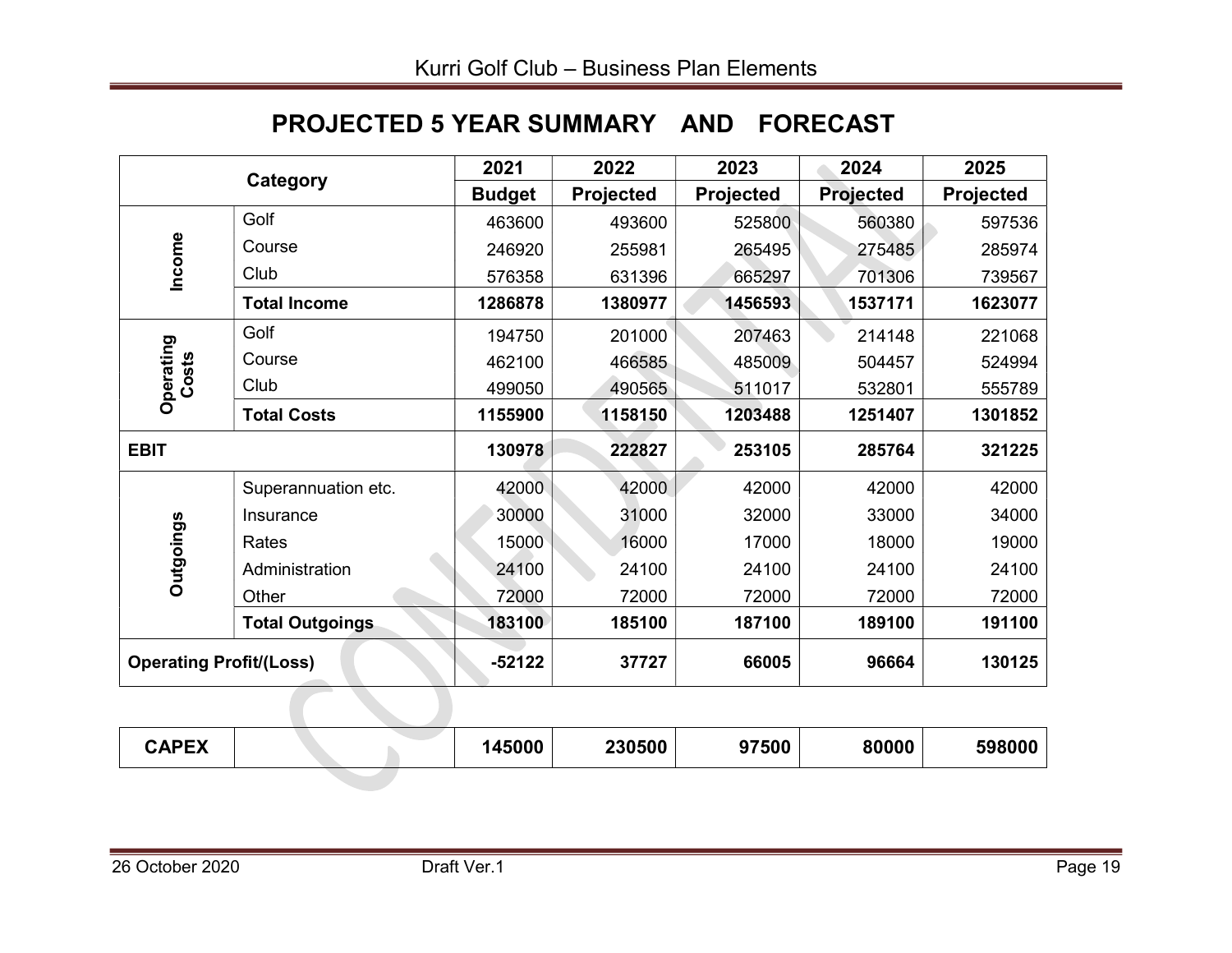# PROJECTED 5 YEAR SUMMARY AND FORECAST

| Category | | 2021 Budget | 2022 Projected | 2023 Projected | 2024 Projected | 2025 Projected |
|---|---|---|---|---|---|---|
| Income | Golf | 463600 | 493600 | 525800 | 560380 | 597536 |
| | Course | 246920 | 255981 | 265495 | 275485 | 285974 |
| | Club | 576358 | 631396 | 665297 | 701306 | 739567 |
| | **Total Income** | **1286878** | **1380977** | **1456593** | **1537171** | **1623077** |
| Operating Costs | Golf | 194750 | 201000 | 207463 | 214148 | 221068 |
| | Course | 462100 | 466585 | 485009 | 504457 | 524994 |
| | Club | 499050 | 490565 | 511017 | 532801 | 555789 |
| | **Total Costs** | **1155900** | **1158150** | **1203488** | **1251407** | **1301852** |
| **EBIT** | | **130978** | **222827** | **253105** | **285764** | **321225** |
| Outgoings | Superannuation etc. | 42000 | 42000 | 42000 | 42000 | 42000 |
| | Insurance | 30000 | 31000 | 32000 | 33000 | 34000 |
| | Rates | 15000 | 16000 | 17000 | 18000 | 19000 |
| | Administration | 24100 | 24100 | 24100 | 24100 | 24100 |
| | Other | 72000 | 72000 | 72000 | 72000 | 72000 |
| | **Total Outgoings** | **183100** | **185100** | **187100** | **189100** | **191100** |
| **Operating Profit/(Loss)** | | **-52122** | **37727** | **66005** | **96664** | **130125** |

| | | | | | | |
|---|---|---|---|---|---|---|
| **CAPEX** | | **145000** | **230500** | **97500** | **80000** | **598000** |